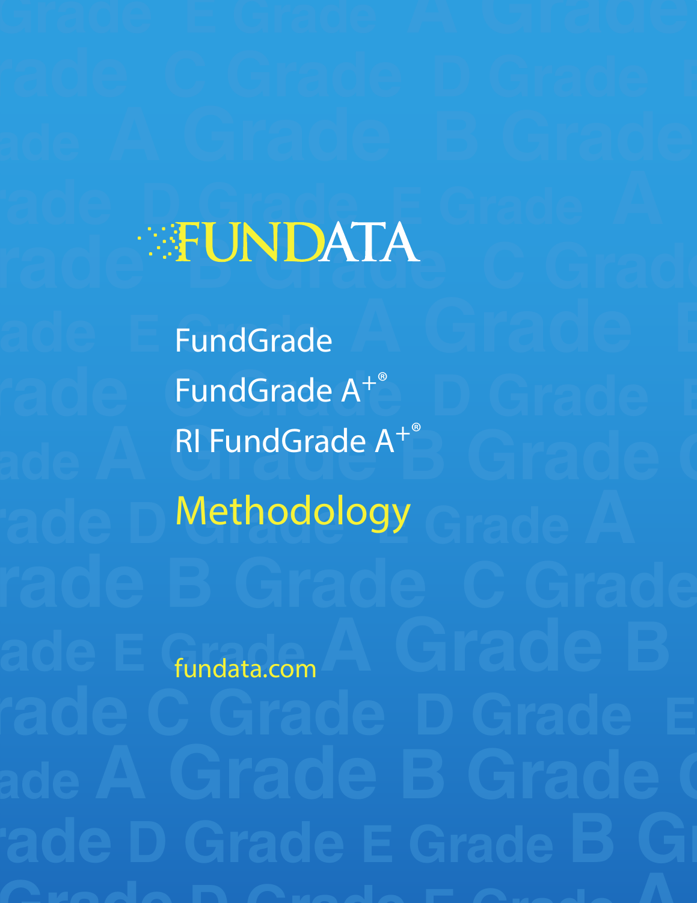# FUNDATA

FundGrade

FundGrade A+®

RI FundGrade A+®

## Methodology

fundata.com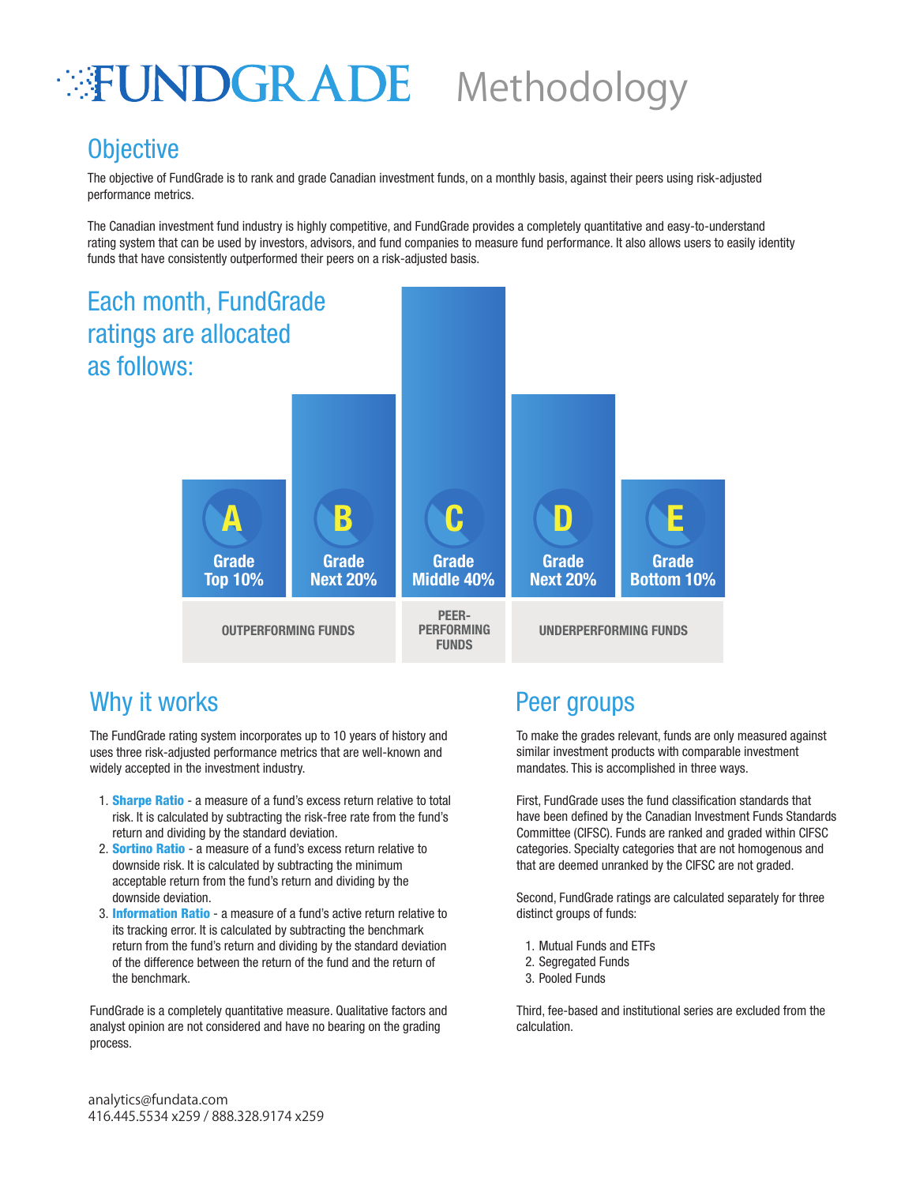# FUNDGRADE Methodology

## Objective

The objective of FundGrade is to rank and grade Canadian investment funds, on a monthly basis, against their peers using risk-adjusted performance metrics.

The Canadian investment fund industry is highly competitive, and FundGrade provides a completely quantitative and easy-to-understand rating system that can be used by investors, advisors, and fund companies to measure fund performance. It also allows users to easily identity funds that have consistently outperformed their peers on a risk-adjusted basis.

## Each month, FundGrade ratings are allocated as follows:

| A | B | C | D | E |
|---|---|---|---|---|
| Grade Top 10% | Grade Next 20% | Grade Middle 40% | Grade Next 20% | Grade Bottom 10% |
| OUTPERFORMING FUNDS | | PEER-PERFORMING FUNDS | UNDERPERFORMING FUNDS | |

## Why it works

The FundGrade rating system incorporates up to 10 years of history and uses three risk-adjusted performance metrics that are well-known and widely accepted in the investment industry.

1. **Sharpe Ratio** - a measure of a fund's excess return relative to total risk. It is calculated by subtracting the risk-free rate from the fund's return and dividing by the standard deviation.
2. **Sortino Ratio** - a measure of a fund's excess return relative to downside risk. It is calculated by subtracting the minimum acceptable return from the fund's return and dividing by the downside deviation.
3. **Information Ratio** - a measure of a fund's active return relative to its tracking error. It is calculated by subtracting the benchmark return from the fund's return and dividing by the standard deviation of the difference between the return of the fund and the return of the benchmark.

FundGrade is a completely quantitative measure. Qualitative factors and analyst opinion are not considered and have no bearing on the grading process.

## Peer groups

To make the grades relevant, funds are only measured against similar investment products with comparable investment mandates. This is accomplished in three ways.

First, FundGrade uses the fund classification standards that have been defined by the Canadian Investment Funds Standards Committee (CIFSC). Funds are ranked and graded within CIFSC categories. Specialty categories that are not homogenous and that are deemed unranked by the CIFSC are not graded.

Second, FundGrade ratings are calculated separately for three distinct groups of funds:

1. Mutual Funds and ETFs
2. Segregated Funds
3. Pooled Funds

Third, fee-based and institutional series are excluded from the calculation.

analytics@fundata.com
416.445.5534 x259 / 888.328.9174 x259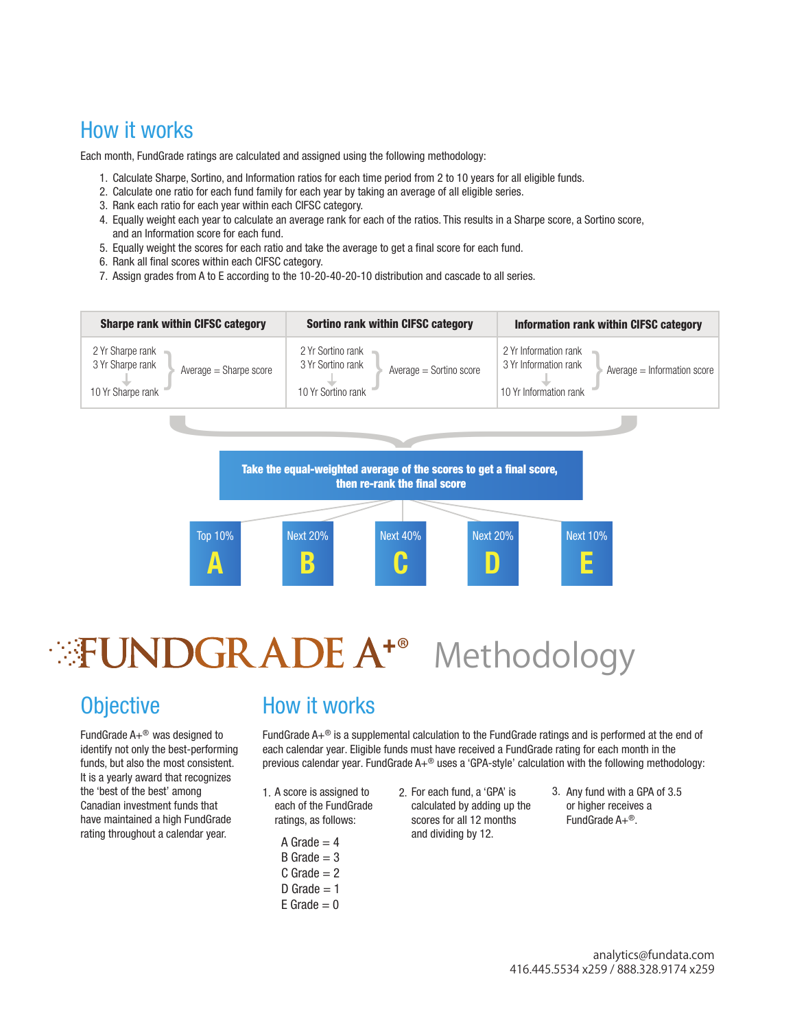## How it works

Each month, FundGrade ratings are calculated and assigned using the following methodology:

1. Calculate Sharpe, Sortino, and Information ratios for each time period from 2 to 10 years for all eligible funds.
2. Calculate one ratio for each fund family for each year by taking an average of all eligible series.
3. Rank each ratio for each year within each CIFSC category.
4. Equally weight each year to calculate an average rank for each of the ratios. This results in a Sharpe score, a Sortino score, and an Information score for each fund.
5. Equally weight the scores for each ratio and take the average to get a final score for each fund.
6. Rank all final scores within each CIFSC category.
7. Assign grades from A to E according to the 10-20-40-20-10 distribution and cascade to all series.

| Sharpe rank within CIFSC category | Sortino rank within CIFSC category | Information rank within CIFSC category |
|---|---|---|
| 2 Yr Sharpe rank, 3 Yr Sharpe rank … 10 Yr Sharpe rank } Average = Sharpe score | 2 Yr Sortino rank, 3 Yr Sortino rank … 10 Yr Sortino rank } Average = Sortino score | 2 Yr Information rank, 3 Yr Information rank … 10 Yr Information rank } Average = Information score |

**Take the equal-weighted average of the scores to get a final score, then re-rank the final score**

| Top 10% | Next 20% | Next 40% | Next 20% | Next 10% |
|---|---|---|---|---|
| A | B | C | D | E |

# FUNDGRADE A+® Methodology

## Objective

FundGrade A+® was designed to identify not only the best-performing funds, but also the most consistent. It is a yearly award that recognizes the 'best of the best' among Canadian investment funds that have maintained a high FundGrade rating throughout a calendar year.

## How it works

FundGrade A+® is a supplemental calculation to the FundGrade ratings and is performed at the end of each calendar year. Eligible funds must have received a FundGrade rating for each month in the previous calendar year. FundGrade A+® uses a 'GPA-style' calculation with the following methodology:

1. A score is assigned to each of the FundGrade ratings, as follows:

   A Grade = 4
   B Grade = 3
   C Grade = 2
   D Grade = 1
   E Grade = 0

2. For each fund, a 'GPA' is calculated by adding up the scores for all 12 months and dividing by 12.
3. Any fund with a GPA of 3.5 or higher receives a FundGrade A+®.

analytics@fundata.com
416.445.5534 x259 / 888.328.9174 x259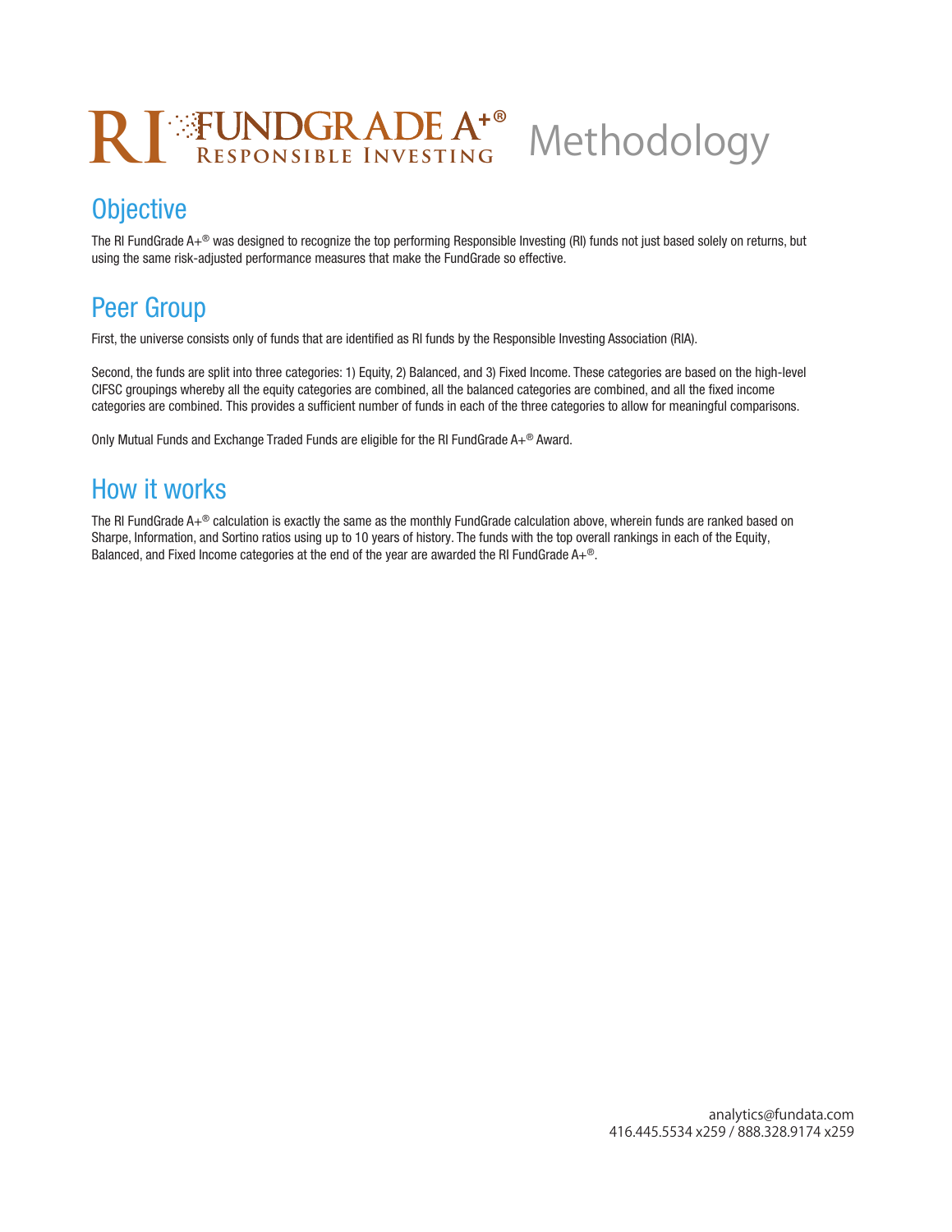# RI FUNDGRADE A+® Responsible Investing Methodology

## Objective

The RI FundGrade A+® was designed to recognize the top performing Responsible Investing (RI) funds not just based solely on returns, but using the same risk-adjusted performance measures that make the FundGrade so effective.

## Peer Group

First, the universe consists only of funds that are identified as RI funds by the Responsible Investing Association (RIA).

Second, the funds are split into three categories: 1) Equity, 2) Balanced, and 3) Fixed Income. These categories are based on the high-level CIFSC groupings whereby all the equity categories are combined, all the balanced categories are combined, and all the fixed income categories are combined. This provides a sufficient number of funds in each of the three categories to allow for meaningful comparisons.

Only Mutual Funds and Exchange Traded Funds are eligible for the RI FundGrade A+® Award.

## How it works

The RI FundGrade A+® calculation is exactly the same as the monthly FundGrade calculation above, wherein funds are ranked based on Sharpe, Information, and Sortino ratios using up to 10 years of history. The funds with the top overall rankings in each of the Equity, Balanced, and Fixed Income categories at the end of the year are awarded the RI FundGrade A+®.

analytics@fundata.com
416.445.5534 x259 / 888.328.9174 x259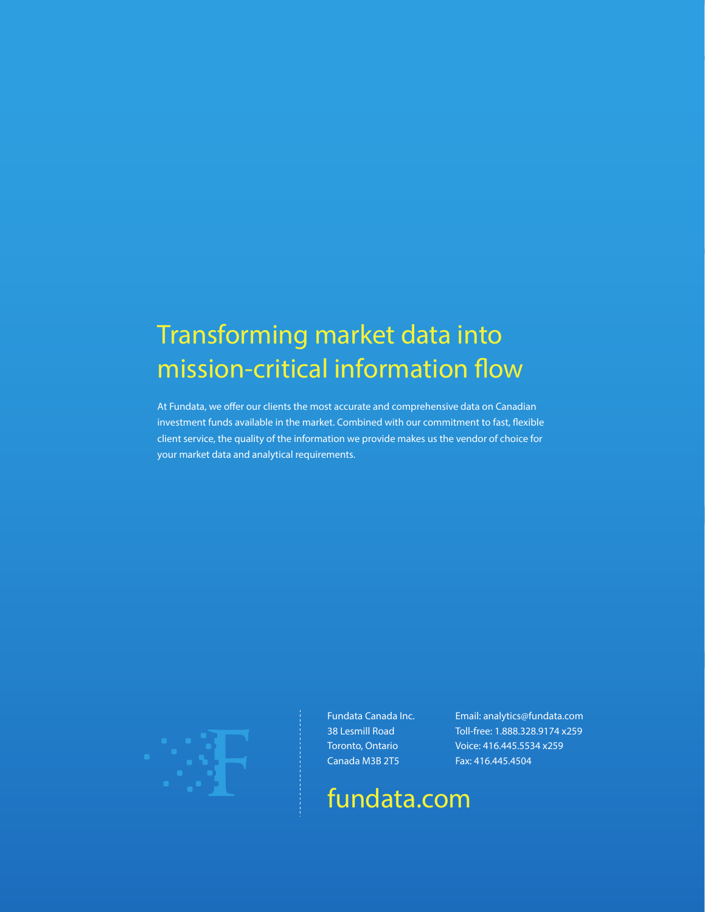# Transforming market data into mission-critical information flow

At Fundata, we offer our clients the most accurate and comprehensive data on Canadian investment funds available in the market. Combined with our commitment to fast, flexible client service, the quality of the information we provide makes us the vendor of choice for your market data and analytical requirements.

Fundata Canada Inc.
38 Lesmill Road
Toronto, Ontario
Canada M3B 2T5

Email: analytics@fundata.com
Toll-free: 1.888.328.9174 x259
Voice: 416.445.5534 x259
Fax: 416.445.4504

fundata.com